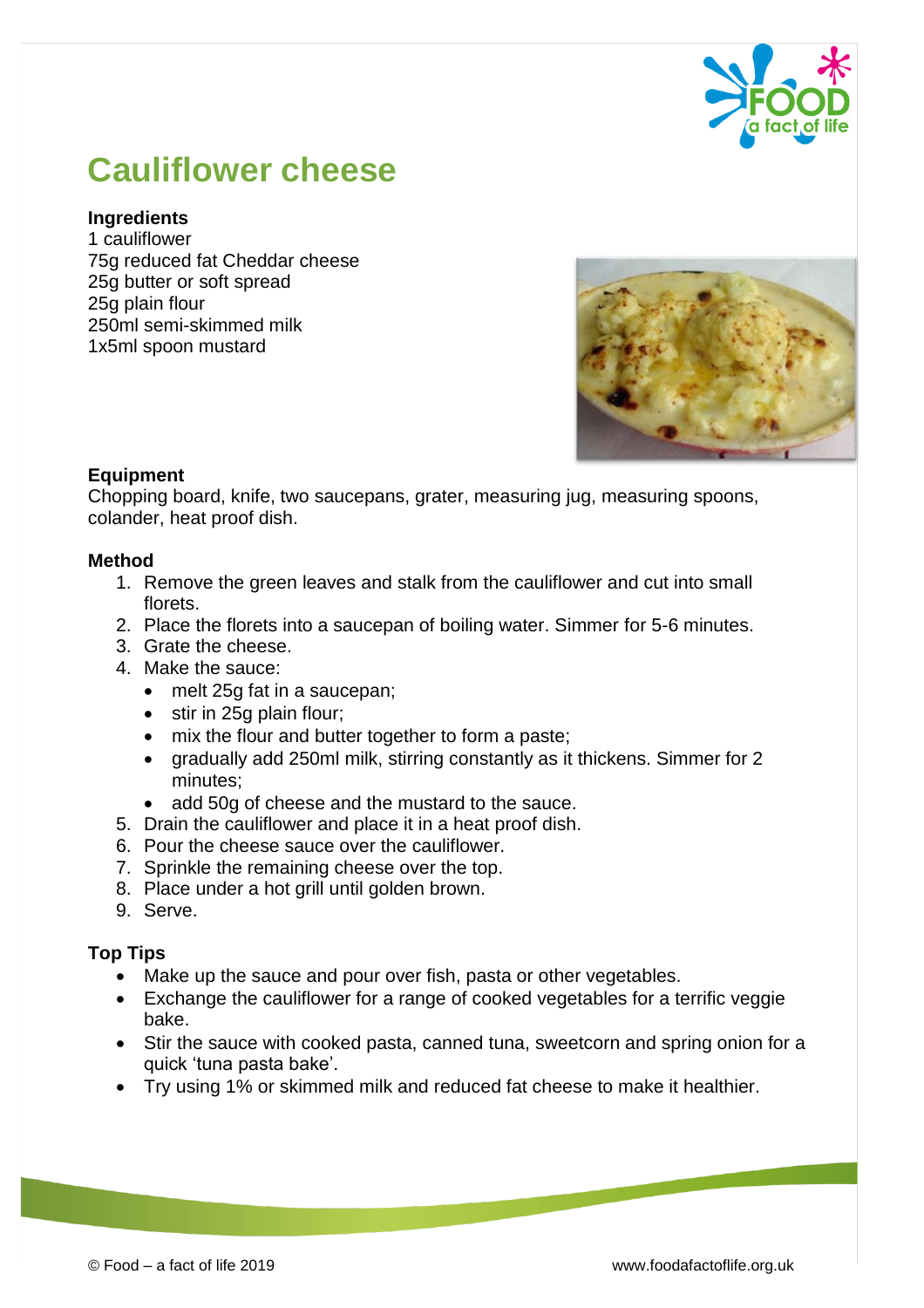# Cauliflower cheese

**Ingredients**
1 cauliflower
75g reduced fat Cheddar cheese
25g butter or soft spread
25g plain flour
250ml semi-skimmed milk
1x5ml spoon mustard

**Equipment**
Chopping board, knife, two saucepans, grater, measuring jug, measuring spoons, colander, heat proof dish.

**Method**
1. Remove the green leaves and stalk from the cauliflower and cut into small florets.
2. Place the florets into a saucepan of boiling water. Simmer for 5-6 minutes.
3. Grate the cheese.
4. Make the sauce:
   - melt 25g fat in a saucepan;
   - stir in 25g plain flour;
   - mix the flour and butter together to form a paste;
   - gradually add 250ml milk, stirring constantly as it thickens. Simmer for 2 minutes;
   - add 50g of cheese and the mustard to the sauce.
5. Drain the cauliflower and place it in a heat proof dish.
6. Pour the cheese sauce over the cauliflower.
7. Sprinkle the remaining cheese over the top.
8. Place under a hot grill until golden brown.
9. Serve.

**Top Tips**
- Make up the sauce and pour over fish, pasta or other vegetables.
- Exchange the cauliflower for a range of cooked vegetables for a terrific veggie bake.
- Stir the sauce with cooked pasta, canned tuna, sweetcorn and spring onion for a quick 'tuna pasta bake'.
- Try using 1% or skimmed milk and reduced fat cheese to make it healthier.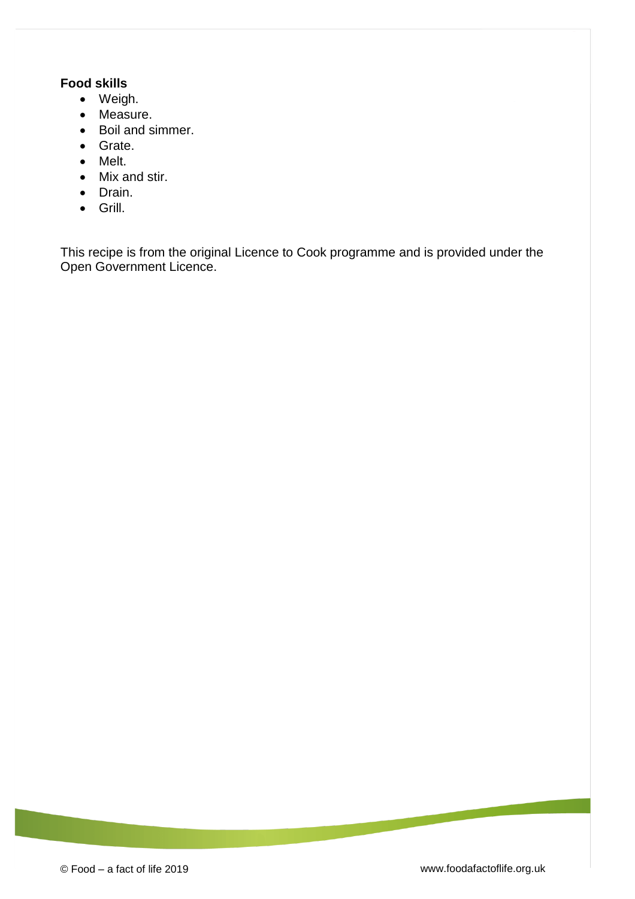**Food skills**

- Weigh.
- Measure.
- Boil and simmer.
- Grate.
- Melt.
- Mix and stir.
- Drain.
- Grill.

This recipe is from the original Licence to Cook programme and is provided under the Open Government Licence.